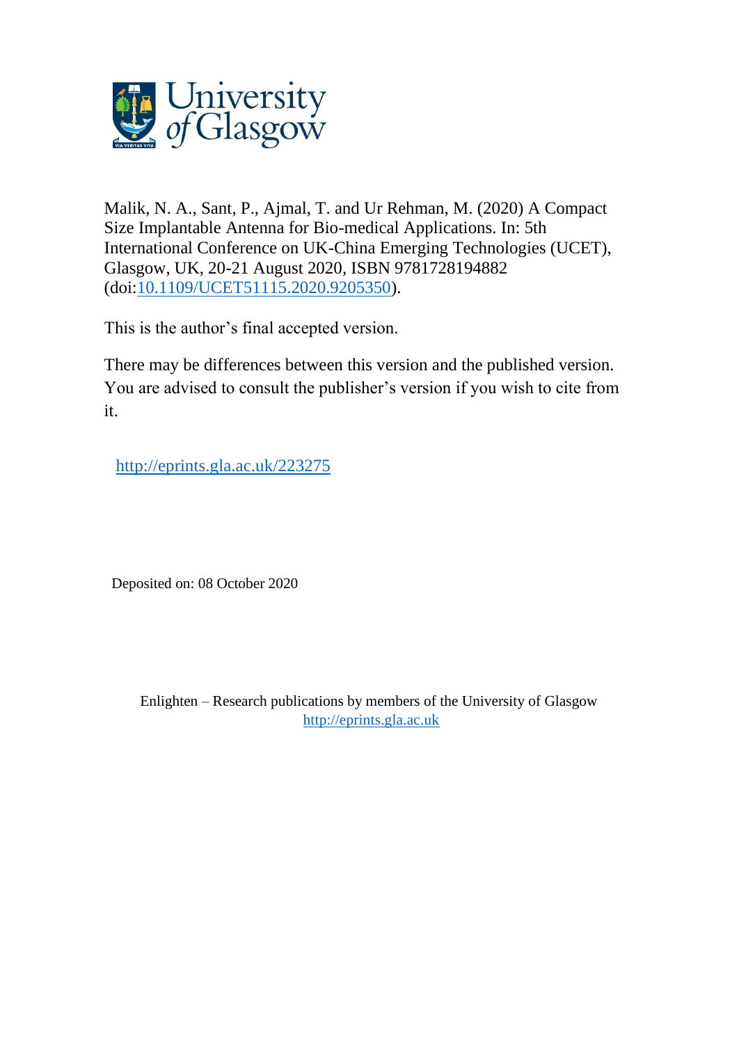University of Glasgow

Malik, N. A., Sant, P., Ajmal, T. and Ur Rehman, M. (2020) A Compact Size Implantable Antenna for Bio-medical Applications. In: 5th International Conference on UK-China Emerging Technologies (UCET), Glasgow, UK, 20-21 August 2020, ISBN 9781728194882 (doi:10.1109/UCET51115.2020.9205350).

This is the author's final accepted version.

There may be differences between this version and the published version. You are advised to consult the publisher's version if you wish to cite from it.

http://eprints.gla.ac.uk/223275

Deposited on: 08 October 2020

Enlighten – Research publications by members of the University of Glasgow
http://eprints.gla.ac.uk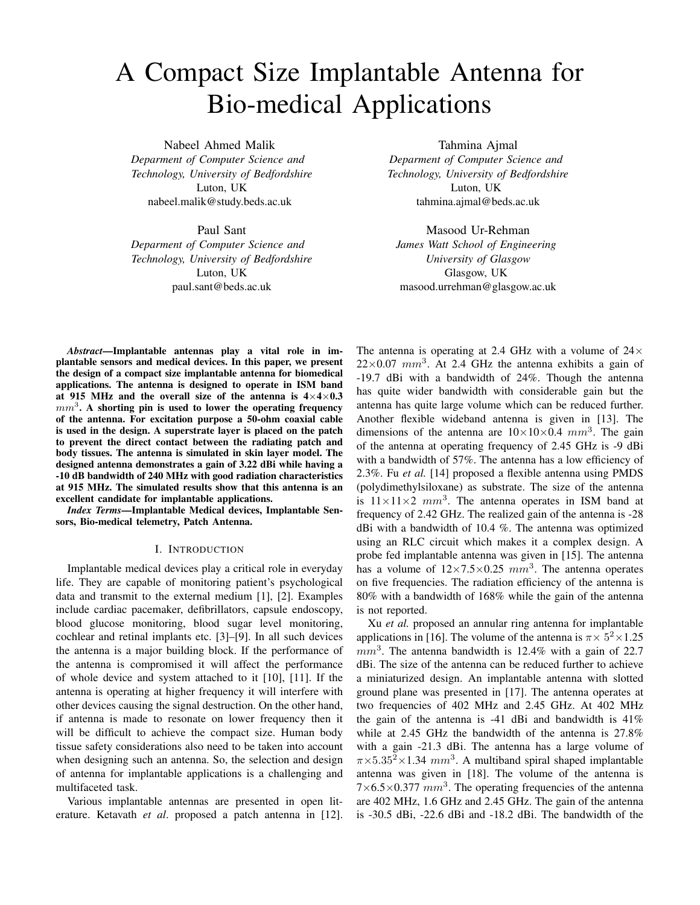# A Compact Size Implantable Antenna for Bio-medical Applications

Nabeel Ahmed Malik
*Deparment of Computer Science and Technology, University of Bedfordshire*
Luton, UK
nabeel.malik@study.beds.ac.uk

Tahmina Ajmal
*Deparment of Computer Science and Technology, University of Bedfordshire*
Luton, UK
tahmina.ajmal@beds.ac.uk

Paul Sant
*Deparment of Computer Science and Technology, University of Bedfordshire*
Luton, UK
paul.sant@beds.ac.uk

Masood Ur-Rehman
*James Watt School of Engineering University of Glasgow*
Glasgow, UK
masood.urrehman@glasgow.ac.uk

***Abstract*—Implantable antennas play a vital role in implantable sensors and medical devices. In this paper, we present the design of a compact size implantable antenna for biomedical applications. The antenna is designed to operate in ISM band at 915 MHz and the overall size of the antenna is 4×4×0.3 $mm^3$. A shorting pin is used to lower the operating frequency of the antenna. For excitation purpose a 50-ohm coaxial cable is used in the design. A superstrate layer is placed on the patch to prevent the direct contact between the radiating patch and body tissues. The antenna is simulated in skin layer model. The designed antenna demonstrates a gain of 3.22 dBi while having a -10 dB bandwidth of 240 MHz with good radiation characteristics at 915 MHz. The simulated results show that this antenna is an excellent candidate for implantable applications.**

***Index Terms*—Implantable Medical devices, Implantable Sensors, Bio-medical telemetry, Patch Antenna.**

## I. Introduction

Implantable medical devices play a critical role in everyday life. They are capable of monitoring patient's psychological data and transmit to the external medium [1], [2]. Examples include cardiac pacemaker, defibrillators, capsule endoscopy, blood glucose monitoring, blood sugar level monitoring, cochlear and retinal implants etc. [3]–[9]. In all such devices the antenna is a major building block. If the performance of the antenna is compromised it will affect the performance of whole device and system attached to it [10], [11]. If the antenna is operating at higher frequency it will interfere with other devices causing the signal destruction. On the other hand, if antenna is made to resonate on lower frequency then it will be difficult to achieve the compact size. Human body tissue safety considerations also need to be taken into account when designing such an antenna. So, the selection and design of antenna for implantable applications is a challenging and multifaceted task.

Various implantable antennas are presented in open literature. Ketavath *et al*. proposed a patch antenna in [12]. The antenna is operating at 2.4 GHz with a volume of 24× 22×0.07 $mm^3$. At 2.4 GHz the antenna exhibits a gain of -19.7 dBi with a bandwidth of 24%. Though the antenna has quite wider bandwidth with considerable gain but the antenna has quite large volume which can be reduced further. Another flexible wideband antenna is given in [13]. The dimensions of the antenna are 10×10×0.4 $mm^3$. The gain of the antenna at operating frequency of 2.45 GHz is -9 dBi with a bandwidth of 57%. The antenna has a low efficiency of 2.3%. Fu *et al.* [14] proposed a flexible antenna using PMDS (polydimethylsiloxane) as substrate. The size of the antenna is 11×11×2 $mm^3$. The antenna operates in ISM band at frequency of 2.42 GHz. The realized gain of the antenna is -28 dBi with a bandwidth of 10.4 %. The antenna was optimized using an RLC circuit which makes it a complex design. A probe fed implantable antenna was given in [15]. The antenna has a volume of 12×7.5×0.25 $mm^3$. The antenna operates on five frequencies. The radiation efficiency of the antenna is 80% with a bandwidth of 168% while the gain of the antenna is not reported.

Xu *et al.* proposed an annular ring antenna for implantable applications in [16]. The volume of the antenna is $\pi\times 5^2\times 1.25$ $mm^3$. The antenna bandwidth is 12.4% with a gain of 22.7 dBi. The size of the antenna can be reduced further to achieve a miniaturized design. An implantable antenna with slotted ground plane was presented in [17]. The antenna operates at two frequencies of 402 MHz and 2.45 GHz. At 402 MHz the gain of the antenna is -41 dBi and bandwidth is 41% while at 2.45 GHz the bandwidth of the antenna is 27.8% with a gain -21.3 dBi. The antenna has a large volume of $\pi\times 5.35^2\times 1.34$ $mm^3$. A multiband spiral shaped implantable antenna was given in [18]. The volume of the antenna is 7×6.5×0.377 $mm^3$. The operating frequencies of the antenna are 402 MHz, 1.6 GHz and 2.45 GHz. The gain of the antenna is -30.5 dBi, -22.6 dBi and -18.2 dBi. The bandwidth of the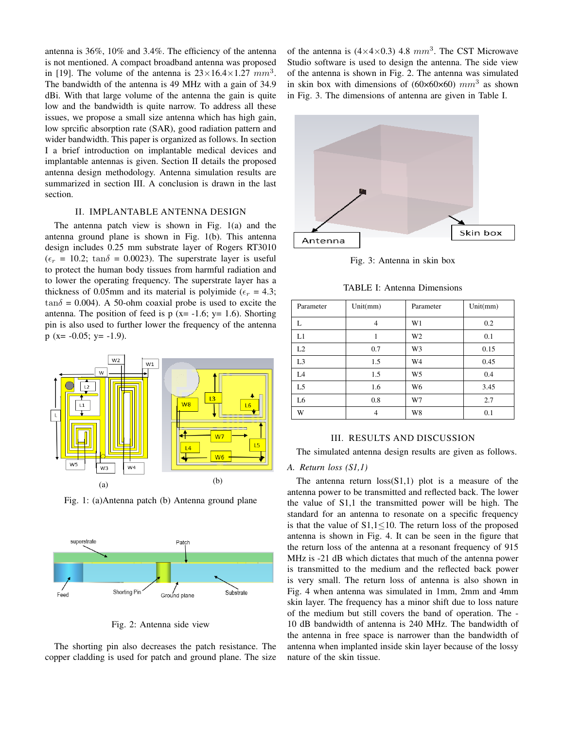antenna is 36%, 10% and 3.4%. The efficiency of the antenna is not mentioned. A compact broadband antenna was proposed in [19]. The volume of the antenna is 23×16.4×1.27 $mm^3$. The bandwidth of the antenna is 49 MHz with a gain of 34.9 dBi. With that large volume of the antenna the gain is quite low and the bandwidth is quite narrow. To address all these issues, we propose a small size antenna which has high gain, low sprcific absorption rate (SAR), good radiation pattern and wider bandwidth. This paper is organized as follows. In section I a brief introduction on implantable medical devices and implantable antennas is given. Section II details the proposed antenna design methodology. Antenna simulation results are summarized in section III. A conclusion is drawn in the last section.

## II. Implantable Antenna Design

The antenna patch view is shown in Fig. 1(a) and the antenna ground plane is shown in Fig. 1(b). This antenna design includes 0.25 mm substrate layer of Rogers RT3010 ($\epsilon_r$ = 10.2; tan$\delta$ = 0.0023). The superstrate layer is useful to protect the human body tissues from harmful radiation and to lower the operating frequency. The superstrate layer has a thickness of 0.05mm and its material is polyimide ($\epsilon_r$ = 4.3; tan$\delta$ = 0.004). A 50-ohm coaxial probe is used to excite the antenna. The position of feed is p (x= -1.6; y= 1.6). Shorting pin is also used to further lower the frequency of the antenna p (x= -0.05; y= -1.9).

W2
W1
W
L2
L1
L
W5
W3
W4
(a)

W8
L3
L6
W7
L4
L5
W6
(b)

Fig. 1: (a)Antenna patch (b) Antenna ground plane

superstrate
Patch
Feed
Shorting Pin
Ground plane
Substrate

Fig. 2: Antenna side view

The shorting pin also decreases the patch resistance. The copper cladding is used for patch and ground plane. The size of the antenna is (4×4×0.3) 4.8 $mm^3$. The CST Microwave Studio software is used to design the antenna. The side view of the antenna is shown in Fig. 2. The antenna was simulated in skin box with dimensions of (60×60×60) $mm^3$ as shown in Fig. 3. The dimensions of antenna are given in Table I.

Antenna
Skin box

Fig. 3: Antenna in skin box

TABLE I: Antenna Dimensions

| Parameter | Unit(mm) | Parameter | Unit(mm) |
|---|---|---|---|
| L | 4 | W1 | 0.2 |
| L1 | 1 | W2 | 0.1 |
| L2 | 0.7 | W3 | 0.15 |
| L3 | 1.5 | W4 | 0.45 |
| L4 | 1.5 | W5 | 0.4 |
| L5 | 1.6 | W6 | 3.45 |
| L6 | 0.8 | W7 | 2.7 |
| W | 4 | W8 | 0.1 |

## III. Results and Discussion

The simulated antenna design results are given as follows.

### A. Return loss (S1,1)

The antenna return loss(S1,1) plot is a measure of the antenna power to be transmitted and reflected back. The lower the value of S1,1 the transmitted power will be high. The standard for an antenna to resonate on a specific frequency is that the value of S1,1≤10. The return loss of the proposed antenna is shown in Fig. 4. It can be seen in the figure that the return loss of the antenna at a resonant frequency of 915 MHz is -21 dB which dictates that much of the antenna power is transmitted to the medium and the reflected back power is very small. The return loss of antenna is also shown in Fig. 4 when antenna was simulated in 1mm, 2mm and 4mm skin layer. The frequency has a minor shift due to loss nature of the medium but still covers the band of operation. The -10 dB bandwidth of antenna is 240 MHz. The bandwidth of the antenna in free space is narrower than the bandwidth of antenna when implanted inside skin layer because of the lossy nature of the skin tissue.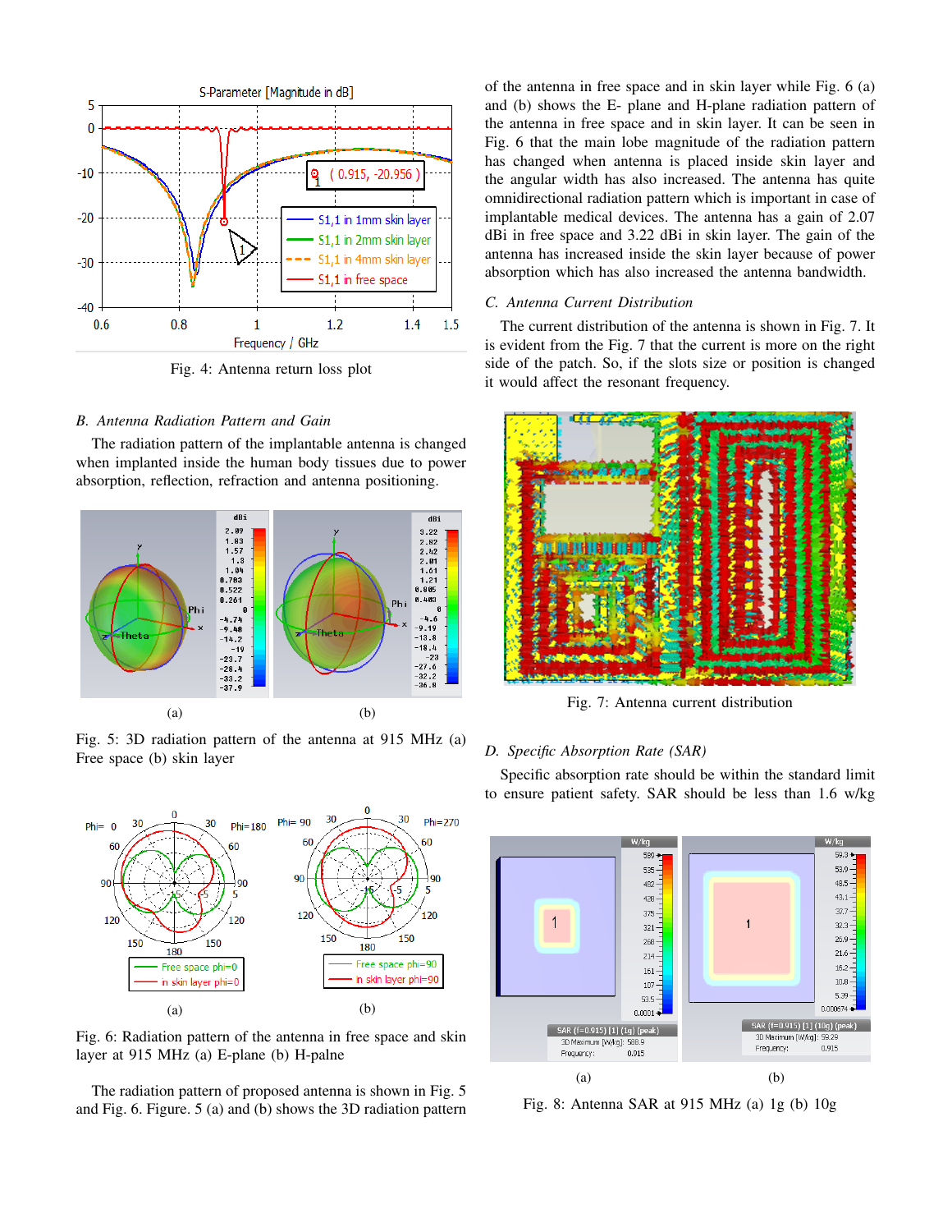S-Parameter [Magnitude in dB]

5
0
-10
-20
-30
-40

0.6 0.8 1 1.2 1.4 1.5

Frequency / GHz

( 0.915, -20.956 )

S1,1 in 1mm skin layer
S1,1 in 2mm skin layer
S1,1 in 4mm skin layer
S1,1 in free space

Fig. 4: Antenna return loss plot

### B. Antenna Radiation Pattern and Gain

The radiation pattern of the implantable antenna is changed when implanted inside the human body tissues due to power absorption, reflection, refraction and antenna positioning.

(a)

(b)

Fig. 5: 3D radiation pattern of the antenna at 915 MHz (a) Free space (b) skin layer

Free space phi=0
in skin layer phi=0

(a)

Free space phi=90
in skin layer phi=90

(b)

Fig. 6: Radiation pattern of the antenna in free space and skin layer at 915 MHz (a) E-plane (b) H-palne

The radiation pattern of proposed antenna is shown in Fig. 5 and Fig. 6. Figure. 5 (a) and (b) shows the 3D radiation pattern of the antenna in free space and in skin layer while Fig. 6 (a) and (b) shows the E- plane and H-plane radiation pattern of the antenna in free space and in skin layer. It can be seen in Fig. 6 that the main lobe magnitude of the radiation pattern has changed when antenna is placed inside skin layer and the angular width has also increased. The antenna has quite omnidirectional radiation pattern which is important in case of implantable medical devices. The antenna has a gain of 2.07 dBi in free space and 3.22 dBi in skin layer. The gain of the antenna has increased inside the skin layer because of power absorption which has also increased the antenna bandwidth.

### C. Antenna Current Distribution

The current distribution of the antenna is shown in Fig. 7. It is evident from the Fig. 7 that the current is more on the right side of the patch. So, if the slots size or position is changed it would affect the resonant frequency.

Fig. 7: Antenna current distribution

### D. Specific Absorption Rate (SAR)

Specific absorption rate should be within the standard limit to ensure patient safety. SAR should be less than 1.6 w/kg

(a)

(b)

Fig. 8: Antenna SAR at 915 MHz (a) 1g (b) 10g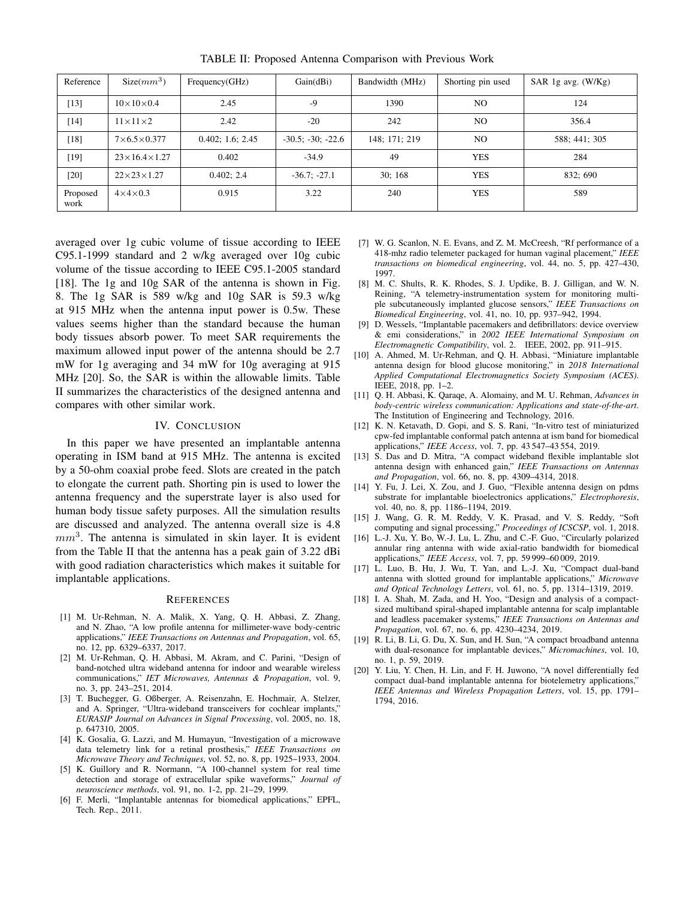TABLE II: Proposed Antenna Comparison with Previous Work

| Reference | Size($mm^3$) | Frequency(GHz) | Gain(dBi) | Bandwidth (MHz) | Shorting pin used | SAR 1g avg. (W/Kg) |
|---|---|---|---|---|---|---|
| [13] | $10\times10\times0.4$ | 2.45 | -9 | 1390 | NO | 124 |
| [14] | $11\times11\times2$ | 2.42 | -20 | 242 | NO | 356.4 |
| [18] | $7\times6.5\times0.377$ | 0.402; 1.6; 2.45 | -30.5; -30; -22.6 | 148; 171; 219 | NO | 588; 441; 305 |
| [19] | $23\times16.4\times1.27$ | 0.402 | -34.9 | 49 | YES | 284 |
| [20] | $22\times23\times1.27$ | 0.402; 2.4 | -36.7; -27.1 | 30; 168 | YES | 832; 690 |
| Proposed work | $4\times4\times0.3$ | 0.915 | 3.22 | 240 | YES | 589 |

averaged over 1g cubic volume of tissue according to IEEE C95.1-1999 standard and 2 w/kg averaged over 10g cubic volume of the tissue according to IEEE C95.1-2005 standard [18]. The 1g and 10g SAR of the antenna is shown in Fig. 8. The 1g SAR is 589 w/kg and 10g SAR is 59.3 w/kg at 915 MHz when the antenna input power is 0.5w. These values seems higher than the standard because the human body tissues absorb power. To meet SAR requirements the maximum allowed input power of the antenna should be 2.7 mW for 1g averaging and 34 mW for 10g averaging at 915 MHz [20]. So, the SAR is within the allowable limits. Table II summarizes the characteristics of the designed antenna and compares with other similar work.

## IV. Conclusion

In this paper we have presented an implantable antenna operating in ISM band at 915 MHz. The antenna is excited by a 50-ohm coaxial probe feed. Slots are created in the patch to elongate the current path. Shorting pin is used to lower the antenna frequency and the superstrate layer is also used for human body tissue safety purposes. All the simulation results are discussed and analyzed. The antenna overall size is 4.8 $mm^3$. The antenna is simulated in skin layer. It is evident from the Table II that the antenna has a peak gain of 3.22 dBi with good radiation characteristics which makes it suitable for implantable applications.

## References

[1] M. Ur-Rehman, N. A. Malik, X. Yang, Q. H. Abbasi, Z. Zhang, and N. Zhao, "A low profile antenna for millimeter-wave body-centric applications," *IEEE Transactions on Antennas and Propagation*, vol. 65, no. 12, pp. 6329–6337, 2017.

[2] M. Ur-Rehman, Q. H. Abbasi, M. Akram, and C. Parini, "Design of band-notched ultra wideband antenna for indoor and wearable wireless communications," *IET Microwaves, Antennas & Propagation*, vol. 9, no. 3, pp. 243–251, 2014.

[3] T. Buchegger, G. Oßberger, A. Reisenzahn, E. Hochmair, A. Stelzer, and A. Springer, "Ultra-wideband transceivers for cochlear implants," *EURASIP Journal on Advances in Signal Processing*, vol. 2005, no. 18, p. 647310, 2005.

[4] K. Gosalia, G. Lazzi, and M. Humayun, "Investigation of a microwave data telemetry link for a retinal prosthesis," *IEEE Transactions on Microwave Theory and Techniques*, vol. 52, no. 8, pp. 1925–1933, 2004.

[5] K. Guillory and R. Normann, "A 100-channel system for real time detection and storage of extracellular spike waveforms," *Journal of neuroscience methods*, vol. 91, no. 1-2, pp. 21–29, 1999.

[6] F. Merli, "Implantable antennas for biomedical applications," EPFL, Tech. Rep., 2011.

[7] W. G. Scanlon, N. E. Evans, and Z. M. McCreesh, "Rf performance of a 418-mhz radio telemeter packaged for human vaginal placement," *IEEE transactions on biomedical engineering*, vol. 44, no. 5, pp. 427–430, 1997.

[8] M. C. Shults, R. K. Rhodes, S. J. Updike, B. J. Gilligan, and W. N. Reining, "A telemetry-instrumentation system for monitoring multiple subcutaneously implanted glucose sensors," *IEEE Transactions on Biomedical Engineering*, vol. 41, no. 10, pp. 937–942, 1994.

[9] D. Wessels, "Implantable pacemakers and defibrillators: device overview & emi considerations," in *2002 IEEE International Symposium on Electromagnetic Compatibility*, vol. 2. IEEE, 2002, pp. 911–915.

[10] A. Ahmed, M. Ur-Rehman, and Q. H. Abbasi, "Miniature implantable antenna design for blood glucose monitoring," in *2018 International Applied Computational Electromagnetics Society Symposium (ACES)*. IEEE, 2018, pp. 1–2.

[11] Q. H. Abbasi, K. Qaraqe, A. Alomainy, and M. U. Rehman, *Advances in body-centric wireless communication: Applications and state-of-the-art*. The Institution of Engineering and Technology, 2016.

[12] K. N. Ketavath, D. Gopi, and S. S. Rani, "In-vitro test of miniaturized cpw-fed implantable conformal patch antenna at ism band for biomedical applications," *IEEE Access*, vol. 7, pp. 43 547–43 554, 2019.

[13] S. Das and D. Mitra, "A compact wideband flexible implantable slot antenna design with enhanced gain," *IEEE Transactions on Antennas and Propagation*, vol. 66, no. 8, pp. 4309–4314, 2018.

[14] Y. Fu, J. Lei, X. Zou, and J. Guo, "Flexible antenna design on pdms substrate for implantable bioelectronics applications," *Electrophoresis*, vol. 40, no. 8, pp. 1186–1194, 2019.

[15] J. Wang, G. R. M. Reddy, V. K. Prasad, and V. S. Reddy, "Soft computing and signal processing," *Proceedings of ICSCSP*, vol. 1, 2018.

[16] L.-J. Xu, Y. Bo, W.-J. Lu, L. Zhu, and C.-F. Guo, "Circularly polarized annular ring antenna with wide axial-ratio bandwidth for biomedical applications," *IEEE Access*, vol. 7, pp. 59 999–60 009, 2019.

[17] L. Luo, B. Hu, J. Wu, T. Yan, and L.-J. Xu, "Compact dual-band antenna with slotted ground for implantable applications," *Microwave and Optical Technology Letters*, vol. 61, no. 5, pp. 1314–1319, 2019.

[18] I. A. Shah, M. Zada, and H. Yoo, "Design and analysis of a compact-sized multiband spiral-shaped implantable antenna for scalp implantable and leadless pacemaker systems," *IEEE Transactions on Antennas and Propagation*, vol. 67, no. 6, pp. 4230–4234, 2019.

[19] R. Li, B. Li, G. Du, X. Sun, and H. Sun, "A compact broadband antenna with dual-resonance for implantable devices," *Micromachines*, vol. 10, no. 1, p. 59, 2019.

[20] Y. Liu, Y. Chen, H. Lin, and F. H. Juwono, "A novel differentially fed compact dual-band implantable antenna for biotelemetry applications," *IEEE Antennas and Wireless Propagation Letters*, vol. 15, pp. 1791–1794, 2016.